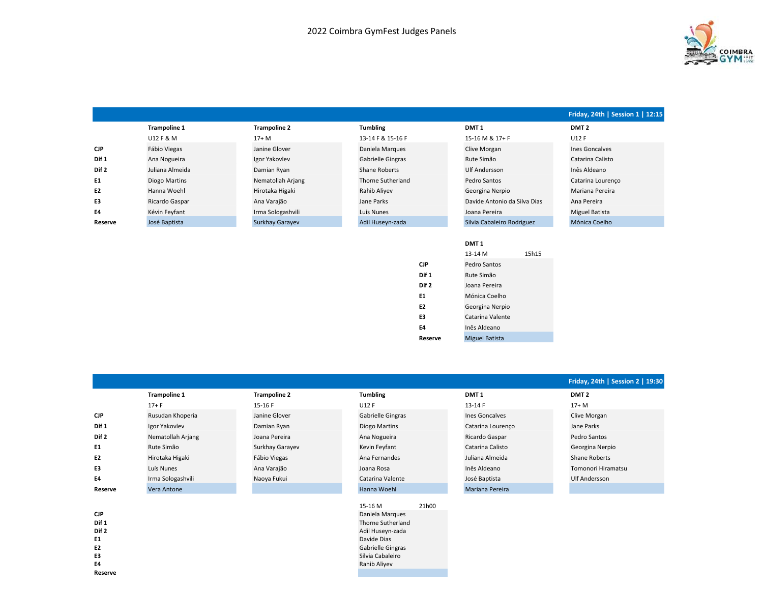# 2022 Coimbra GymFest Judges Panels

**Friday, 24th | Session 1 | 12:15**

| | **Trampoline 1** | **Trampoline 2** | **Tumbling** | **DMT 1** | **DMT 2** |
|---|---|---|---|---|---|
| | U12 F & M | 17+ M | 13-14 F & 15-16 F | 15-16 M & 17+ F | U12 F |
| **CJP** | Fábio Viegas | Janine Glover | Daniela Marques | Clive Morgan | Ines Goncalves |
| **Dif 1** | Ana Nogueira | Igor Yakovlev | Gabrielle Gingras | Rute Simão | Catarina Calisto |
| **Dif 2** | Juliana Almeida | Damian Ryan | Shane Roberts | Ulf Andersson | Inês Aldeano |
| **E1** | Diogo Martins | Nematollah Arjang | Thorne Sutherland | Pedro Santos | Catarina Lourenço |
| **E2** | Hanna Woehl | Hirotaka Higaki | Rahib Aliyev | Georgina Nerpio | Mariana Pereira |
| **E3** | Ricardo Gaspar | Ana Varajão | Jane Parks | Davide Antonio da Silva Dias | Ana Pereira |
| **E4** | Kévin Feyfant | Irma Sologashvili | Luis Nunes | Joana Pereira | Miguel Batista |
| **Reserve** | José Baptista | Surkhay Garayev | Adil Huseyn-zada | Silvia Cabaleiro Rodriguez | Mónica Coelho |

| | **DMT 1** |
|---|---|
| | 13-14 M 15h15 |
| **CJP** | Pedro Santos |
| **Dif 1** | Rute Simão |
| **Dif 2** | Joana Pereira |
| **E1** | Mónica Coelho |
| **E2** | Georgina Nerpio |
| **E3** | Catarina Valente |
| **E4** | Inês Aldeano |
| **Reserve** | Miguel Batista |

**Friday, 24th | Session 2 | 19:30**

| | **Trampoline 1** | **Trampoline 2** | **Tumbling** | **DMT 1** | **DMT 2** |
|---|---|---|---|---|---|
| | 17+ F | 15-16 F | U12 F | 13-14 F | 17+ M |
| **CJP** | Rusudan Khoperia | Janine Glover | Gabrielle Gingras | Ines Goncalves | Clive Morgan |
| **Dif 1** | Igor Yakovlev | Damian Ryan | Diogo Martins | Catarina Lourenço | Jane Parks |
| **Dif 2** | Nematollah Arjang | Joana Pereira | Ana Nogueira | Ricardo Gaspar | Pedro Santos |
| **E1** | Rute Simão | Surkhay Garayev | Kevin Feyfant | Catarina Calisto | Georgina Nerpio |
| **E2** | Hirotaka Higaki | Fábio Viegas | Ana Fernandes | Juliana Almeida | Shane Roberts |
| **E3** | Luís Nunes | Ana Varajão | Joana Rosa | Inês Aldeano | Tomonori Hiramatsu |
| **E4** | Irma Sologashvili | Naoya Fukui | Catarina Valente | José Baptista | Ulf Andersson |
| **Reserve** | Vera Antone | | Hanna Woehl | Mariana Pereira | |

| | **Tumbling** |
|---|---|
| | 15-16 M 21h00 |
| **CJP** | Daniela Marques |
| **Dif 1** | Thorne Sutherland |
| **Dif 2** | Adil Huseyn-zada |
| **E1** | Davide Dias |
| **E2** | Gabrielle Gingras |
| **E3** | Silvia Cabaleiro |
| **E4** | Rahib Aliyev |
| **Reserve** | |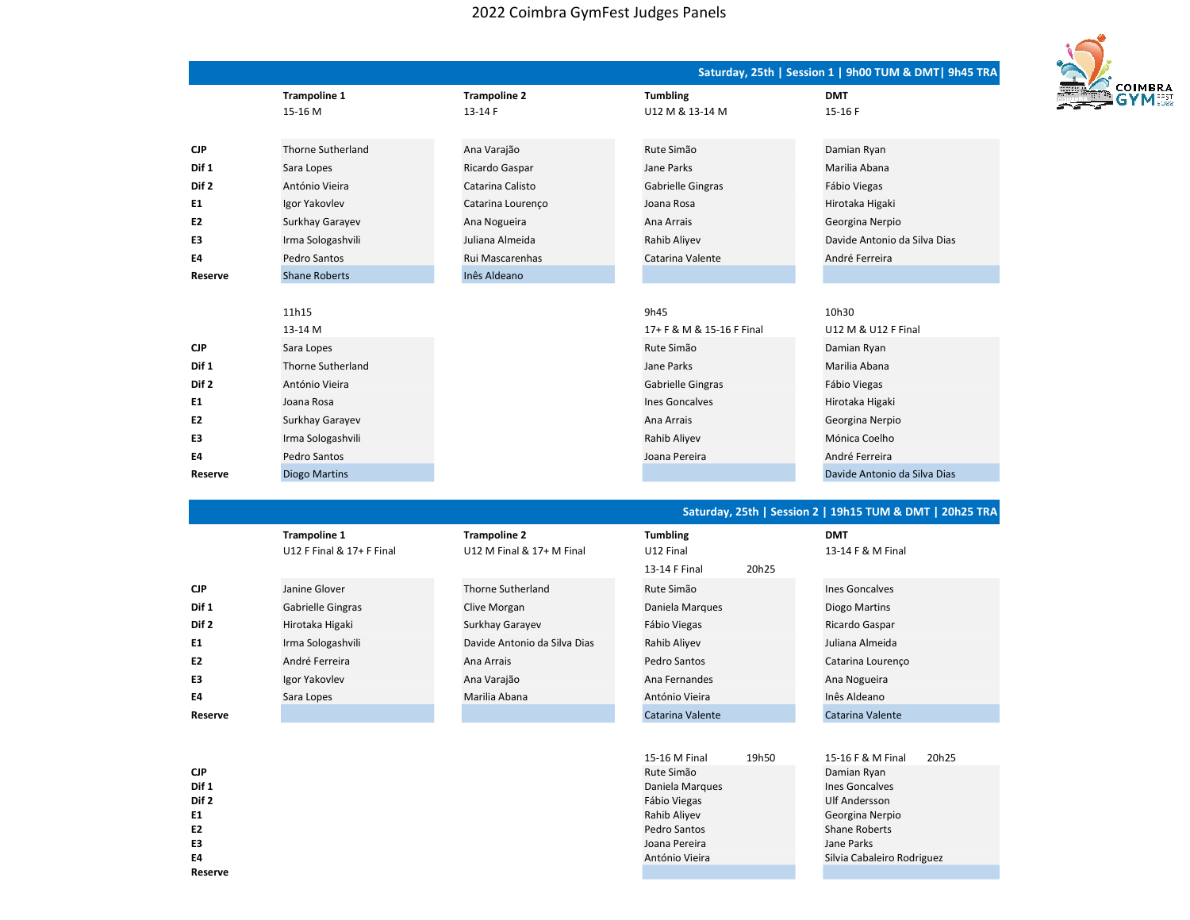# 2022 Coimbra GymFest Judges Panels

## Saturday, 25th | Session 1 | 9h00 TUM & DMT| 9h45 TRA

| | Trampoline 1 | Trampoline 2 | Tumbling | DMT |
|---|---|---|---|---|
| | 15-16 M | 13-14 F | U12 M & 13-14 M | 15-16 F |
| CJP | Thorne Sutherland | Ana Varajão | Rute Simão | Damian Ryan |
| Dif 1 | Sara Lopes | Ricardo Gaspar | Jane Parks | Marilia Abana |
| Dif 2 | António Vieira | Catarina Calisto | Gabrielle Gingras | Fábio Viegas |
| E1 | Igor Yakovlev | Catarina Lourenço | Joana Rosa | Hirotaka Higaki |
| E2 | Surkhay Garayev | Ana Nogueira | Ana Arrais | Georgina Nerpio |
| E3 | Irma Sologashvili | Juliana Almeida | Rahib Aliyev | Davide Antonio da Silva Dias |
| E4 | Pedro Santos | Rui Mascarenhas | Catarina Valente | André Ferreira |
| Reserve | Shane Roberts | Inês Aldeano | | |

| | Trampoline 1 | Trampoline 2 | Tumbling | DMT |
|---|---|---|---|---|
| | 11h15 | | 9h45 | 10h30 |
| | 13-14 M | | 17+ F & M & 15-16 F Final | U12 M & U12 F Final |
| CJP | Sara Lopes | | Rute Simão | Damian Ryan |
| Dif 1 | Thorne Sutherland | | Jane Parks | Marilia Abana |
| Dif 2 | António Vieira | | Gabrielle Gingras | Fábio Viegas |
| E1 | Joana Rosa | | Ines Goncalves | Hirotaka Higaki |
| E2 | Surkhay Garayev | | Ana Arrais | Georgina Nerpio |
| E3 | Irma Sologashvili | | Rahib Aliyev | Mónica Coelho |
| E4 | Pedro Santos | | Joana Pereira | André Ferreira |
| Reserve | Diogo Martins | | | Davide Antonio da Silva Dias |

## Saturday, 25th | Session 2 | 19h15 TUM & DMT | 20h25 TRA

| | Trampoline 1 | Trampoline 2 | Tumbling | DMT |
|---|---|---|---|---|
| | U12 F Final & 17+ F Final | U12 M Final & 17+ M Final | U12 Final<br>13-14 F Final 20h25 | 13-14 F & M Final |
| CJP | Janine Glover | Thorne Sutherland | Rute Simão | Ines Goncalves |
| Dif 1 | Gabrielle Gingras | Clive Morgan | Daniela Marques | Diogo Martins |
| Dif 2 | Hirotaka Higaki | Surkhay Garayev | Fábio Viegas | Ricardo Gaspar |
| E1 | Irma Sologashvili | Davide Antonio da Silva Dias | Rahib Aliyev | Juliana Almeida |
| E2 | André Ferreira | Ana Arrais | Pedro Santos | Catarina Lourenço |
| E3 | Igor Yakovlev | Ana Varajão | Ana Fernandes | Ana Nogueira |
| E4 | Sara Lopes | Marilia Abana | António Vieira | Inês Aldeano |
| Reserve | | | Catarina Valente | Catarina Valente |

| | Trampoline 1 | Trampoline 2 | Tumbling | DMT |
|---|---|---|---|---|
| | | | 15-16 M Final 19h50 | 15-16 F & M Final 20h25 |
| CJP | | | Rute Simão | Damian Ryan |
| Dif 1 | | | Daniela Marques | Ines Goncalves |
| Dif 2 | | | Fábio Viegas | Ulf Andersson |
| E1 | | | Rahib Aliyev | Georgina Nerpio |
| E2 | | | Pedro Santos | Shane Roberts |
| E3 | | | Joana Pereira | Jane Parks |
| E4 | | | António Vieira | Silvia Cabaleiro Rodriguez |
| Reserve | | | | |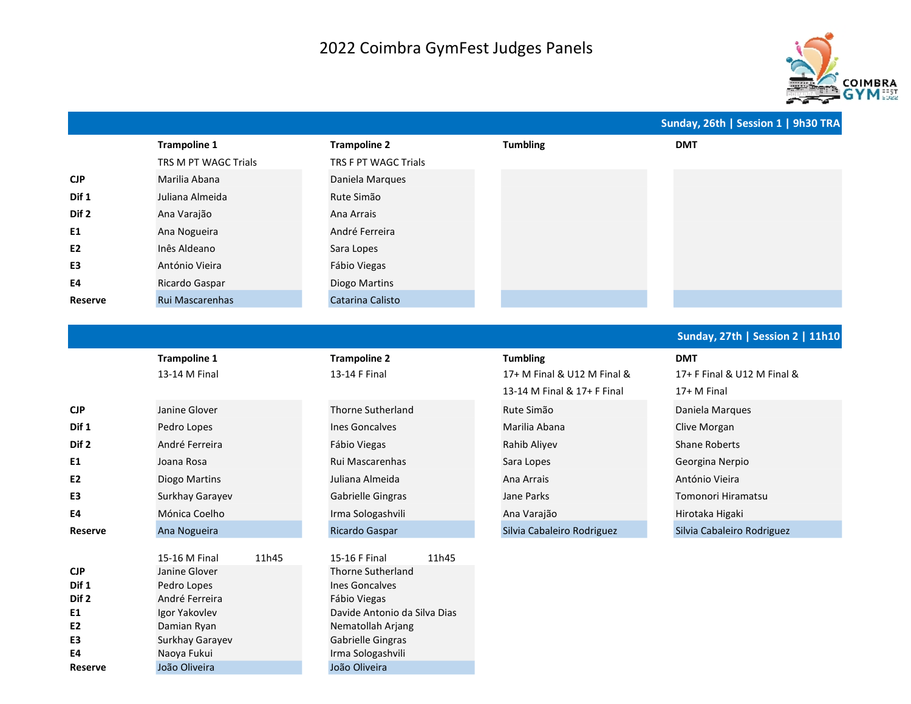# 2022 Coimbra GymFest Judges Panels

**Sunday, 26th | Session 1 | 9h30 TRA**

| | Trampoline 1 | Trampoline 2 | Tumbling | DMT |
|---|---|---|---|---|
| | TRS M PT WAGC Trials | TRS F PT WAGC Trials | | |
| **CJP** | Marilia Abana | Daniela Marques | | |
| **Dif 1** | Juliana Almeida | Rute Simão | | |
| **Dif 2** | Ana Varajão | Ana Arrais | | |
| **E1** | Ana Nogueira | André Ferreira | | |
| **E2** | Inês Aldeano | Sara Lopes | | |
| **E3** | António Vieira | Fábio Viegas | | |
| **E4** | Ricardo Gaspar | Diogo Martins | | |
| **Reserve** | Rui Mascarenhas | Catarina Calisto | | |

**Sunday, 27th | Session 2 | 11h10**

| | Trampoline 1 | Trampoline 2 | Tumbling | DMT |
|---|---|---|---|---|
| | 13-14 M Final | 13-14 F Final | 17+ M Final & U12 M Final & 13-14 M Final & 17+ F Final | 17+ F Final & U12 M Final & 17+ M Final |
| **CJP** | Janine Glover | Thorne Sutherland | Rute Simão | Daniela Marques |
| **Dif 1** | Pedro Lopes | Ines Goncalves | Marilia Abana | Clive Morgan |
| **Dif 2** | André Ferreira | Fábio Viegas | Rahib Aliyev | Shane Roberts |
| **E1** | Joana Rosa | Rui Mascarenhas | Sara Lopes | Georgina Nerpio |
| **E2** | Diogo Martins | Juliana Almeida | Ana Arrais | António Vieira |
| **E3** | Surkhay Garayev | Gabrielle Gingras | Jane Parks | Tomonori Hiramatsu |
| **E4** | Mónica Coelho | Irma Sologashvili | Ana Varajão | Hirotaka Higaki |
| **Reserve** | Ana Nogueira | Ricardo Gaspar | Silvia Cabaleiro Rodriguez | Silvia Cabaleiro Rodriguez |

| | 15-16 M Final 11h45 | 15-16 F Final 11h45 |
|---|---|---|
| **CJP** | Janine Glover | Thorne Sutherland |
| **Dif 1** | Pedro Lopes | Ines Goncalves |
| **Dif 2** | André Ferreira | Fábio Viegas |
| **E1** | Igor Yakovlev | Davide Antonio da Silva Dias |
| **E2** | Damian Ryan | Nematollah Arjang |
| **E3** | Surkhay Garayev | Gabrielle Gingras |
| **E4** | Naoya Fukui | Irma Sologashvili |
| **Reserve** | João Oliveira | João Oliveira |